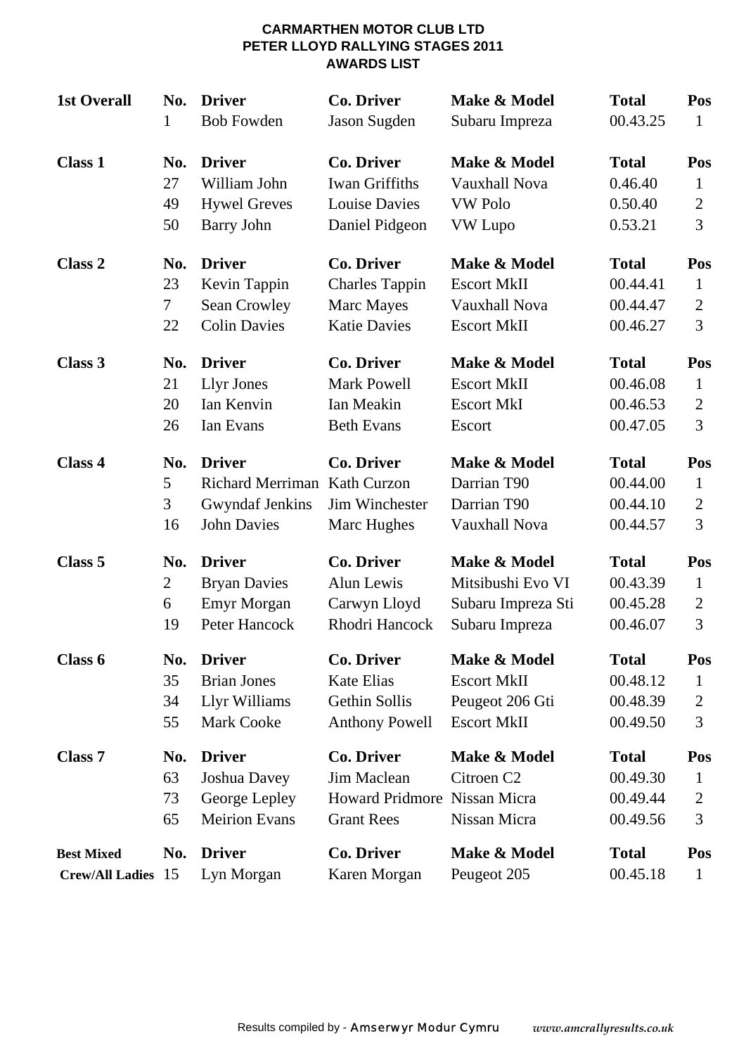**CARMARTHEN MOTOR CLUB LTD**
**PETER LLOYD RALLYING STAGES 2011**
**AWARDS LIST**

| **1st Overall** | **No.** | **Driver** | **Co. Driver** | **Make & Model** | **Total** | **Pos** |
|---|---|---|---|---|---|---|
| | 1 | Bob Fowden | Jason Sugden | Subaru Impreza | 00.43.25 | 1 |
| **Class 1** | **No.** | **Driver** | **Co. Driver** | **Make & Model** | **Total** | **Pos** |
| | 27 | William John | Iwan Griffiths | Vauxhall Nova | 0.46.40 | 1 |
| | 49 | Hywel Greves | Louise Davies | VW Polo | 0.50.40 | 2 |
| | 50 | Barry John | Daniel Pidgeon | VW Lupo | 0.53.21 | 3 |
| **Class 2** | **No.** | **Driver** | **Co. Driver** | **Make & Model** | **Total** | **Pos** |
| | 23 | Kevin Tappin | Charles Tappin | Escort MkII | 00.44.41 | 1 |
| | 7 | Sean Crowley | Marc Mayes | Vauxhall Nova | 00.44.47 | 2 |
| | 22 | Colin Davies | Katie Davies | Escort MkII | 00.46.27 | 3 |
| **Class 3** | **No.** | **Driver** | **Co. Driver** | **Make & Model** | **Total** | **Pos** |
| | 21 | Llyr Jones | Mark Powell | Escort MkII | 00.46.08 | 1 |
| | 20 | Ian Kenvin | Ian Meakin | Escort MkI | 00.46.53 | 2 |
| | 26 | Ian Evans | Beth Evans | Escort | 00.47.05 | 3 |
| **Class 4** | **No.** | **Driver** | **Co. Driver** | **Make & Model** | **Total** | **Pos** |
| | 5 | Richard Merriman | Kath Curzon | Darrian T90 | 00.44.00 | 1 |
| | 3 | Gwyndaf Jenkins | Jim Winchester | Darrian T90 | 00.44.10 | 2 |
| | 16 | John Davies | Marc Hughes | Vauxhall Nova | 00.44.57 | 3 |
| **Class 5** | **No.** | **Driver** | **Co. Driver** | **Make & Model** | **Total** | **Pos** |
| | 2 | Bryan Davies | Alun Lewis | Mitsibushi Evo VI | 00.43.39 | 1 |
| | 6 | Emyr Morgan | Carwyn Lloyd | Subaru Impreza Sti | 00.45.28 | 2 |
| | 19 | Peter Hancock | Rhodri Hancock | Subaru Impreza | 00.46.07 | 3 |
| **Class 6** | **No.** | **Driver** | **Co. Driver** | **Make & Model** | **Total** | **Pos** |
| | 35 | Brian Jones | Kate Elias | Escort MkII | 00.48.12 | 1 |
| | 34 | Llyr Williams | Gethin Sollis | Peugeot 206 Gti | 00.48.39 | 2 |
| | 55 | Mark Cooke | Anthony Powell | Escort MkII | 00.49.50 | 3 |
| **Class 7** | **No.** | **Driver** | **Co. Driver** | **Make & Model** | **Total** | **Pos** |
| | 63 | Joshua Davey | Jim Maclean | Citroen C2 | 00.49.30 | 1 |
| | 73 | George Lepley | Howard Pridmore | Nissan Micra | 00.49.44 | 2 |
| | 65 | Meirion Evans | Grant Rees | Nissan Micra | 00.49.56 | 3 |
| **Best Mixed** | **No.** | **Driver** | **Co. Driver** | **Make & Model** | **Total** | **Pos** |
| **Crew/All Ladies** | 15 | Lyn Morgan | Karen Morgan | Peugeot 205 | 00.45.18 | 1 |

Results compiled by - Amserwyr Modur Cymru *www.amcrallyresults.co.uk*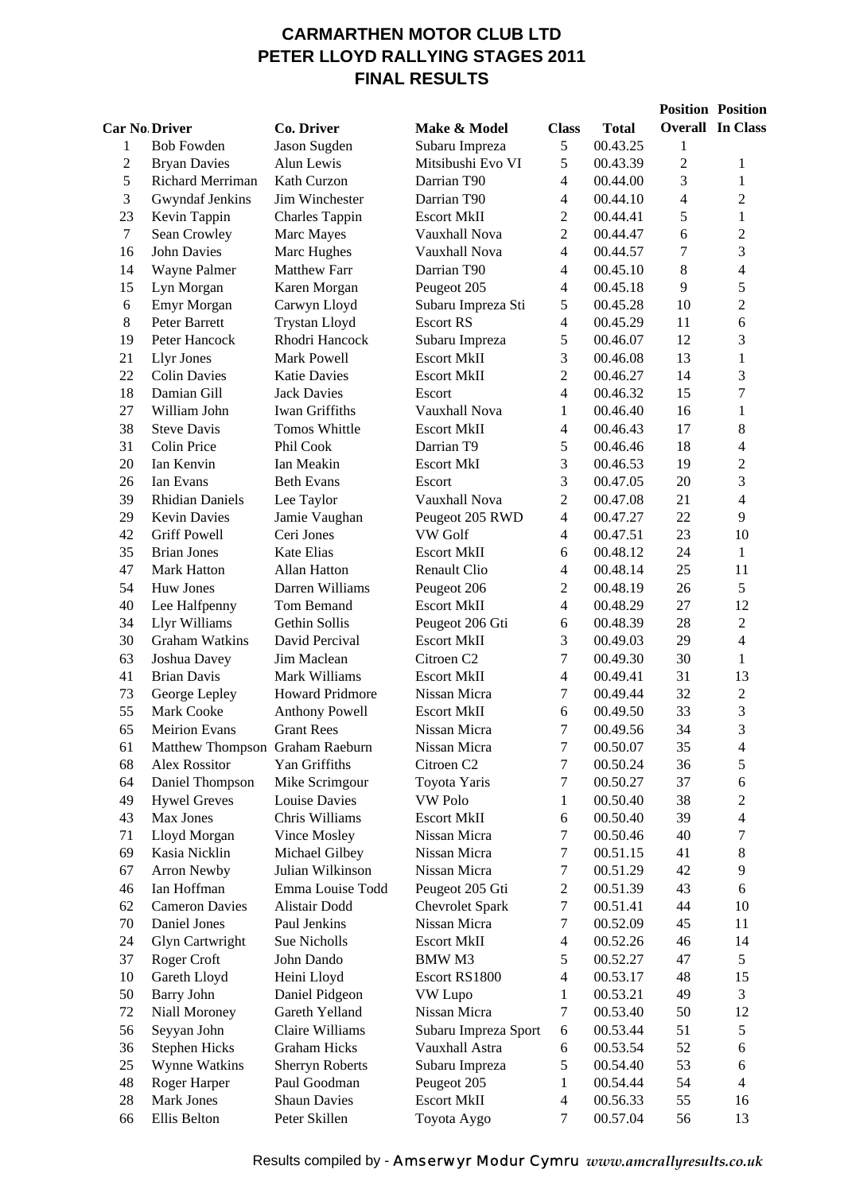# CARMARTHEN MOTOR CLUB LTD
# PETER LLOYD RALLYING STAGES 2011
# FINAL RESULTS

| Car No. | Driver | Co. Driver | Make & Model | Class | Total | Position Overall | Position In Class |
|---|---|---|---|---|---|---|---|
| 1 | Bob Fowden | Jason Sugden | Subaru Impreza | 5 | 00.43.25 | 1 | |
| 2 | Bryan Davies | Alun Lewis | Mitsibushi Evo VI | 5 | 00.43.39 | 2 | 1 |
| 5 | Richard Merriman | Kath Curzon | Darrian T90 | 4 | 00.44.00 | 3 | 1 |
| 3 | Gwyndaf Jenkins | Jim Winchester | Darrian T90 | 4 | 00.44.10 | 4 | 2 |
| 23 | Kevin Tappin | Charles Tappin | Escort MkII | 2 | 00.44.41 | 5 | 1 |
| 7 | Sean Crowley | Marc Mayes | Vauxhall Nova | 2 | 00.44.47 | 6 | 2 |
| 16 | John Davies | Marc Hughes | Vauxhall Nova | 4 | 00.44.57 | 7 | 3 |
| 14 | Wayne Palmer | Matthew Farr | Darrian T90 | 4 | 00.45.10 | 8 | 4 |
| 15 | Lyn Morgan | Karen Morgan | Peugeot 205 | 4 | 00.45.18 | 9 | 5 |
| 6 | Emyr Morgan | Carwyn Lloyd | Subaru Impreza Sti | 5 | 00.45.28 | 10 | 2 |
| 8 | Peter Barrett | Trystan Lloyd | Escort RS | 4 | 00.45.29 | 11 | 6 |
| 19 | Peter Hancock | Rhodri Hancock | Subaru Impreza | 5 | 00.46.07 | 12 | 3 |
| 21 | Llyr Jones | Mark Powell | Escort MkII | 3 | 00.46.08 | 13 | 1 |
| 22 | Colin Davies | Katie Davies | Escort MkII | 2 | 00.46.27 | 14 | 3 |
| 18 | Damian Gill | Jack Davies | Escort | 4 | 00.46.32 | 15 | 7 |
| 27 | William John | Iwan Griffiths | Vauxhall Nova | 1 | 00.46.40 | 16 | 1 |
| 38 | Steve Davis | Tomos Whittle | Escort MkII | 4 | 00.46.43 | 17 | 8 |
| 31 | Colin Price | Phil Cook | Darrian T9 | 5 | 00.46.46 | 18 | 4 |
| 20 | Ian Kenvin | Ian Meakin | Escort MkI | 3 | 00.46.53 | 19 | 2 |
| 26 | Ian Evans | Beth Evans | Escort | 3 | 00.47.05 | 20 | 3 |
| 39 | Rhidian Daniels | Lee Taylor | Vauxhall Nova | 2 | 00.47.08 | 21 | 4 |
| 29 | Kevin Davies | Jamie Vaughan | Peugeot 205 RWD | 4 | 00.47.27 | 22 | 9 |
| 42 | Griff Powell | Ceri Jones | VW Golf | 4 | 00.47.51 | 23 | 10 |
| 35 | Brian Jones | Kate Elias | Escort MkII | 6 | 00.48.12 | 24 | 1 |
| 47 | Mark Hatton | Allan Hatton | Renault Clio | 4 | 00.48.14 | 25 | 11 |
| 54 | Huw Jones | Darren Williams | Peugeot 206 | 2 | 00.48.19 | 26 | 5 |
| 40 | Lee Halfpenny | Tom Bemand | Escort MkII | 4 | 00.48.29 | 27 | 12 |
| 34 | Llyr Williams | Gethin Sollis | Peugeot 206 Gti | 6 | 00.48.39 | 28 | 2 |
| 30 | Graham Watkins | David Percival | Escort MkII | 3 | 00.49.03 | 29 | 4 |
| 63 | Joshua Davey | Jim Maclean | Citroen C2 | 7 | 00.49.30 | 30 | 1 |
| 41 | Brian Davis | Mark Williams | Escort MkII | 4 | 00.49.41 | 31 | 13 |
| 73 | George Lepley | Howard Pridmore | Nissan Micra | 7 | 00.49.44 | 32 | 2 |
| 55 | Mark Cooke | Anthony Powell | Escort MkII | 6 | 00.49.50 | 33 | 3 |
| 65 | Meirion Evans | Grant Rees | Nissan Micra | 7 | 00.49.56 | 34 | 3 |
| 61 | Matthew Thompson | Graham Raeburn | Nissan Micra | 7 | 00.50.07 | 35 | 4 |
| 68 | Alex Rossitor | Yan Griffiths | Citroen C2 | 7 | 00.50.24 | 36 | 5 |
| 64 | Daniel Thompson | Mike Scrimgour | Toyota Yaris | 7 | 00.50.27 | 37 | 6 |
| 49 | Hywel Greves | Louise Davies | VW Polo | 1 | 00.50.40 | 38 | 2 |
| 43 | Max Jones | Chris Williams | Escort MkII | 6 | 00.50.40 | 39 | 4 |
| 71 | Lloyd Morgan | Vince Mosley | Nissan Micra | 7 | 00.50.46 | 40 | 7 |
| 69 | Kasia Nicklin | Michael Gilbey | Nissan Micra | 7 | 00.51.15 | 41 | 8 |
| 67 | Arron Newby | Julian Wilkinson | Nissan Micra | 7 | 00.51.29 | 42 | 9 |
| 46 | Ian Hoffman | Emma Louise Todd | Peugeot 205 Gti | 2 | 00.51.39 | 43 | 6 |
| 62 | Cameron Davies | Alistair Dodd | Chevrolet Spark | 7 | 00.51.41 | 44 | 10 |
| 70 | Daniel Jones | Paul Jenkins | Nissan Micra | 7 | 00.52.09 | 45 | 11 |
| 24 | Glyn Cartwright | Sue Nicholls | Escort MkII | 4 | 00.52.26 | 46 | 14 |
| 37 | Roger Croft | John Dando | BMW M3 | 5 | 00.52.27 | 47 | 5 |
| 10 | Gareth Lloyd | Heini Lloyd | Escort RS1800 | 4 | 00.53.17 | 48 | 15 |
| 50 | Barry John | Daniel Pidgeon | VW Lupo | 1 | 00.53.21 | 49 | 3 |
| 72 | Niall Moroney | Gareth Yelland | Nissan Micra | 7 | 00.53.40 | 50 | 12 |
| 56 | Seyyan John | Claire Williams | Subaru Impreza Sport | 6 | 00.53.44 | 51 | 5 |
| 36 | Stephen Hicks | Graham Hicks | Vauxhall Astra | 6 | 00.53.54 | 52 | 6 |
| 25 | Wynne Watkins | Sherryn Roberts | Subaru Impreza | 5 | 00.54.40 | 53 | 6 |
| 48 | Roger Harper | Paul Goodman | Peugeot 205 | 1 | 00.54.44 | 54 | 4 |
| 28 | Mark Jones | Shaun Davies | Escort MkII | 4 | 00.56.33 | 55 | 16 |
| 66 | Ellis Belton | Peter Skillen | Toyota Aygo | 7 | 00.57.04 | 56 | 13 |

Results compiled by - Amserwyr Modur Cymru *www.amcrallyresults.co.uk*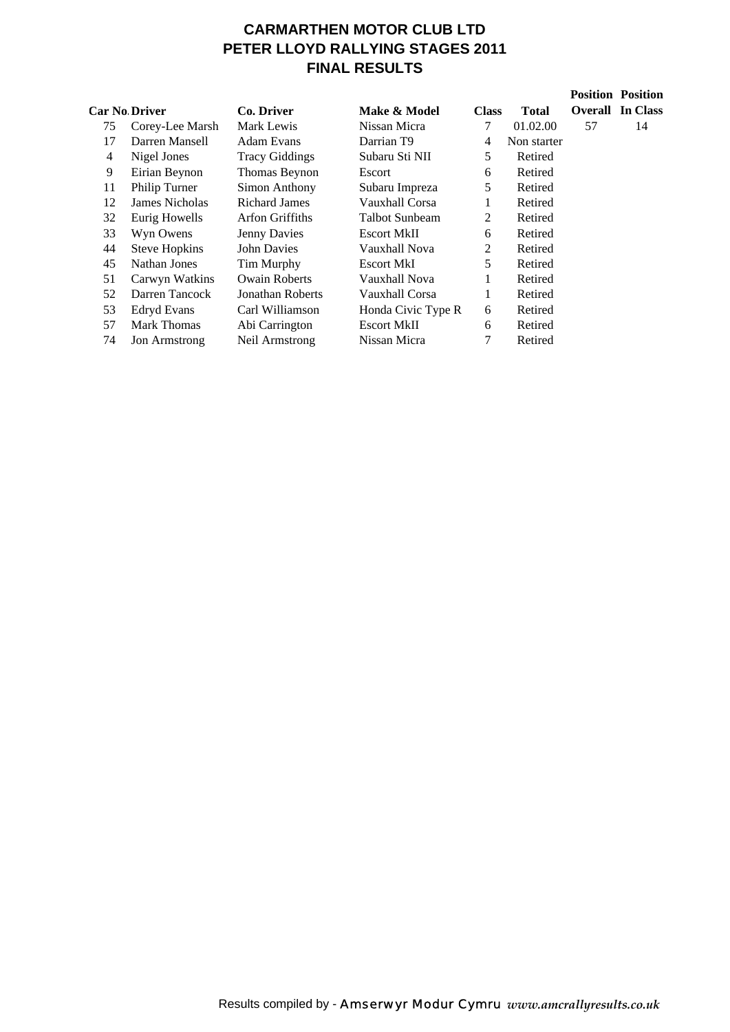# CARMARTHEN MOTOR CLUB LTD
# PETER LLOYD RALLYING STAGES 2011
# FINAL RESULTS

| Car No. | Driver | Co. Driver | Make & Model | Class | Total | Position Overall | Position In Class |
|---|---|---|---|---|---|---|---|
| 75 | Corey-Lee Marsh | Mark Lewis | Nissan Micra | 7 | 01.02.00 | 57 | 14 |
| 17 | Darren Mansell | Adam Evans | Darrian T9 | 4 | Non starter | | |
| 4 | Nigel Jones | Tracy Giddings | Subaru Sti NII | 5 | Retired | | |
| 9 | Eirian Beynon | Thomas Beynon | Escort | 6 | Retired | | |
| 11 | Philip Turner | Simon Anthony | Subaru Impreza | 5 | Retired | | |
| 12 | James Nicholas | Richard James | Vauxhall Corsa | 1 | Retired | | |
| 32 | Eurig Howells | Arfon Griffiths | Talbot Sunbeam | 2 | Retired | | |
| 33 | Wyn Owens | Jenny Davies | Escort MkII | 6 | Retired | | |
| 44 | Steve Hopkins | John Davies | Vauxhall Nova | 2 | Retired | | |
| 45 | Nathan Jones | Tim Murphy | Escort MkI | 5 | Retired | | |
| 51 | Carwyn Watkins | Owain Roberts | Vauxhall Nova | 1 | Retired | | |
| 52 | Darren Tancock | Jonathan Roberts | Vauxhall Corsa | 1 | Retired | | |
| 53 | Edryd Evans | Carl Williamson | Honda Civic Type R | 6 | Retired | | |
| 57 | Mark Thomas | Abi Carrington | Escort MkII | 6 | Retired | | |
| 74 | Jon Armstrong | Neil Armstrong | Nissan Micra | 7 | Retired | | |

Results compiled by - Amserwyr Modur Cymru *www.amcrallyresults.co.uk*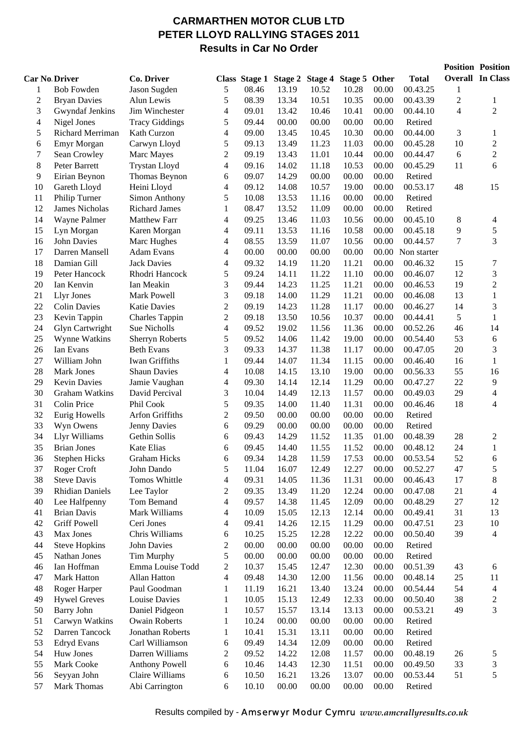# CARMARTHEN MOTOR CLUB LTD
# PETER LLOYD RALLYING STAGES 2011
## Results in Car No Order

| Car No. | Driver | Co. Driver | Class | Stage 1 | Stage 2 | Stage 4 | Stage 5 | Other | Total | Position Overall | Position In Class |
|---|---|---|---|---|---|---|---|---|---|---|---|
| 1 | Bob Fowden | Jason Sugden | 5 | 08.46 | 13.19 | 10.52 | 10.28 | 00.00 | 00.43.25 | 1 | |
| 2 | Bryan Davies | Alun Lewis | 5 | 08.39 | 13.34 | 10.51 | 10.35 | 00.00 | 00.43.39 | 2 | 1 |
| 3 | Gwyndaf Jenkins | Jim Winchester | 4 | 09.01 | 13.42 | 10.46 | 10.41 | 00.00 | 00.44.10 | 4 | 2 |
| 4 | Nigel Jones | Tracy Giddings | 5 | 09.44 | 00.00 | 00.00 | 00.00 | 00.00 | Retired | | |
| 5 | Richard Merriman | Kath Curzon | 4 | 09.00 | 13.45 | 10.45 | 10.30 | 00.00 | 00.44.00 | 3 | 1 |
| 6 | Emyr Morgan | Carwyn Lloyd | 5 | 09.13 | 13.49 | 11.23 | 11.03 | 00.00 | 00.45.28 | 10 | 2 |
| 7 | Sean Crowley | Marc Mayes | 2 | 09.19 | 13.43 | 11.01 | 10.44 | 00.00 | 00.44.47 | 6 | 2 |
| 8 | Peter Barrett | Trystan Lloyd | 4 | 09.16 | 14.02 | 11.18 | 10.53 | 00.00 | 00.45.29 | 11 | 6 |
| 9 | Eirian Beynon | Thomas Beynon | 6 | 09.07 | 14.29 | 00.00 | 00.00 | 00.00 | Retired | | |
| 10 | Gareth Lloyd | Heini Lloyd | 4 | 09.12 | 14.08 | 10.57 | 19.00 | 00.00 | 00.53.17 | 48 | 15 |
| 11 | Philip Turner | Simon Anthony | 5 | 10.08 | 13.53 | 11.16 | 00.00 | 00.00 | Retired | | |
| 12 | James Nicholas | Richard James | 1 | 08.47 | 13.52 | 11.09 | 00.00 | 00.00 | Retired | | |
| 14 | Wayne Palmer | Matthew Farr | 4 | 09.25 | 13.46 | 11.03 | 10.56 | 00.00 | 00.45.10 | 8 | 4 |
| 15 | Lyn Morgan | Karen Morgan | 4 | 09.11 | 13.53 | 11.16 | 10.58 | 00.00 | 00.45.18 | 9 | 5 |
| 16 | John Davies | Marc Hughes | 4 | 08.55 | 13.59 | 11.07 | 10.56 | 00.00 | 00.44.57 | 7 | 3 |
| 17 | Darren Mansell | Adam Evans | 4 | 00.00 | 00.00 | 00.00 | 00.00 | 00.00 | Non starter | | |
| 18 | Damian Gill | Jack Davies | 4 | 09.32 | 14.19 | 11.20 | 11.21 | 00.00 | 00.46.32 | 15 | 7 |
| 19 | Peter Hancock | Rhodri Hancock | 5 | 09.24 | 14.11 | 11.22 | 11.10 | 00.00 | 00.46.07 | 12 | 3 |
| 20 | Ian Kenvin | Ian Meakin | 3 | 09.44 | 14.23 | 11.25 | 11.21 | 00.00 | 00.46.53 | 19 | 2 |
| 21 | Llyr Jones | Mark Powell | 3 | 09.18 | 14.00 | 11.29 | 11.21 | 00.00 | 00.46.08 | 13 | 1 |
| 22 | Colin Davies | Katie Davies | 2 | 09.19 | 14.23 | 11.28 | 11.17 | 00.00 | 00.46.27 | 14 | 3 |
| 23 | Kevin Tappin | Charles Tappin | 2 | 09.18 | 13.50 | 10.56 | 10.37 | 00.00 | 00.44.41 | 5 | 1 |
| 24 | Glyn Cartwright | Sue Nicholls | 4 | 09.52 | 19.02 | 11.56 | 11.36 | 00.00 | 00.52.26 | 46 | 14 |
| 25 | Wynne Watkins | Sherryn Roberts | 5 | 09.52 | 14.06 | 11.42 | 19.00 | 00.00 | 00.54.40 | 53 | 6 |
| 26 | Ian Evans | Beth Evans | 3 | 09.33 | 14.37 | 11.38 | 11.17 | 00.00 | 00.47.05 | 20 | 3 |
| 27 | William John | Iwan Griffiths | 1 | 09.44 | 14.07 | 11.34 | 11.15 | 00.00 | 00.46.40 | 16 | 1 |
| 28 | Mark Jones | Shaun Davies | 4 | 10.08 | 14.15 | 13.10 | 19.00 | 00.00 | 00.56.33 | 55 | 16 |
| 29 | Kevin Davies | Jamie Vaughan | 4 | 09.30 | 14.14 | 12.14 | 11.29 | 00.00 | 00.47.27 | 22 | 9 |
| 30 | Graham Watkins | David Percival | 3 | 10.04 | 14.49 | 12.13 | 11.57 | 00.00 | 00.49.03 | 29 | 4 |
| 31 | Colin Price | Phil Cook | 5 | 09.35 | 14.00 | 11.40 | 11.31 | 00.00 | 00.46.46 | 18 | 4 |
| 32 | Eurig Howells | Arfon Griffiths | 2 | 09.50 | 00.00 | 00.00 | 00.00 | 00.00 | Retired | | |
| 33 | Wyn Owens | Jenny Davies | 6 | 09.29 | 00.00 | 00.00 | 00.00 | 00.00 | Retired | | |
| 34 | Llyr Williams | Gethin Sollis | 6 | 09.43 | 14.29 | 11.52 | 11.35 | 01.00 | 00.48.39 | 28 | 2 |
| 35 | Brian Jones | Kate Elias | 6 | 09.45 | 14.40 | 11.55 | 11.52 | 00.00 | 00.48.12 | 24 | 1 |
| 36 | Stephen Hicks | Graham Hicks | 6 | 09.34 | 14.28 | 11.59 | 17.53 | 00.00 | 00.53.54 | 52 | 6 |
| 37 | Roger Croft | John Dando | 5 | 11.04 | 16.07 | 12.49 | 12.27 | 00.00 | 00.52.27 | 47 | 5 |
| 38 | Steve Davis | Tomos Whittle | 4 | 09.31 | 14.05 | 11.36 | 11.31 | 00.00 | 00.46.43 | 17 | 8 |
| 39 | Rhidian Daniels | Lee Taylor | 2 | 09.35 | 13.49 | 11.20 | 12.24 | 00.00 | 00.47.08 | 21 | 4 |
| 40 | Lee Halfpenny | Tom Bemand | 4 | 09.57 | 14.38 | 11.45 | 12.09 | 00.00 | 00.48.29 | 27 | 12 |
| 41 | Brian Davis | Mark Williams | 4 | 10.09 | 15.05 | 12.13 | 12.14 | 00.00 | 00.49.41 | 31 | 13 |
| 42 | Griff Powell | Ceri Jones | 4 | 09.41 | 14.26 | 12.15 | 11.29 | 00.00 | 00.47.51 | 23 | 10 |
| 43 | Max Jones | Chris Williams | 6 | 10.25 | 15.25 | 12.28 | 12.22 | 00.00 | 00.50.40 | 39 | 4 |
| 44 | Steve Hopkins | John Davies | 2 | 00.00 | 00.00 | 00.00 | 00.00 | 00.00 | Retired | | |
| 45 | Nathan Jones | Tim Murphy | 5 | 00.00 | 00.00 | 00.00 | 00.00 | 00.00 | Retired | | |
| 46 | Ian Hoffman | Emma Louise Todd | 2 | 10.37 | 15.45 | 12.47 | 12.30 | 00.00 | 00.51.39 | 43 | 6 |
| 47 | Mark Hatton | Allan Hatton | 4 | 09.48 | 14.30 | 12.00 | 11.56 | 00.00 | 00.48.14 | 25 | 11 |
| 48 | Roger Harper | Paul Goodman | 1 | 11.19 | 16.21 | 13.40 | 13.24 | 00.00 | 00.54.44 | 54 | 4 |
| 49 | Hywel Greves | Louise Davies | 1 | 10.05 | 15.13 | 12.49 | 12.33 | 00.00 | 00.50.40 | 38 | 2 |
| 50 | Barry John | Daniel Pidgeon | 1 | 10.57 | 15.57 | 13.14 | 13.13 | 00.00 | 00.53.21 | 49 | 3 |
| 51 | Carwyn Watkins | Owain Roberts | 1 | 10.24 | 00.00 | 00.00 | 00.00 | 00.00 | Retired | | |
| 52 | Darren Tancock | Jonathan Roberts | 1 | 10.41 | 15.31 | 13.11 | 00.00 | 00.00 | Retired | | |
| 53 | Edryd Evans | Carl Williamson | 6 | 09.49 | 14.34 | 12.09 | 00.00 | 00.00 | Retired | | |
| 54 | Huw Jones | Darren Williams | 2 | 09.52 | 14.22 | 12.08 | 11.57 | 00.00 | 00.48.19 | 26 | 5 |
| 55 | Mark Cooke | Anthony Powell | 6 | 10.46 | 14.43 | 12.30 | 11.51 | 00.00 | 00.49.50 | 33 | 3 |
| 56 | Seyyan John | Claire Williams | 6 | 10.50 | 16.21 | 13.26 | 13.07 | 00.00 | 00.53.44 | 51 | 5 |
| 57 | Mark Thomas | Abi Carrington | 6 | 10.10 | 00.00 | 00.00 | 00.00 | 00.00 | Retired | | |

Results compiled by - Amserwyr Modur Cymru *www.amcrallyresults.co.uk*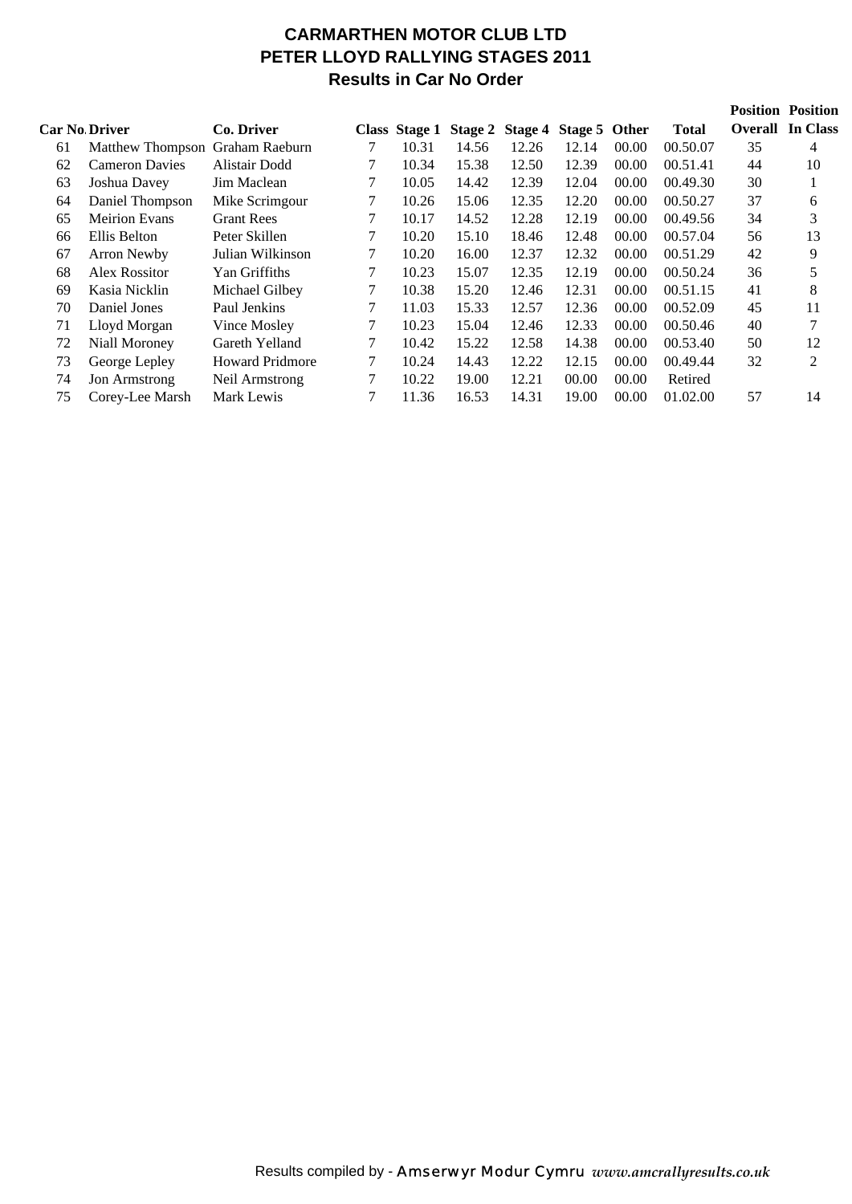# CARMARTHEN MOTOR CLUB LTD
## PETER LLOYD RALLYING STAGES 2011
### Results in Car No Order

| Car No. | Driver | Co. Driver | Class | Stage 1 | Stage 2 | Stage 4 | Stage 5 | Other | Total | Position Overall | Position In Class |
|---|---|---|---|---|---|---|---|---|---|---|---|
| 61 | Matthew Thompson | Graham Raeburn | 7 | 10.31 | 14.56 | 12.26 | 12.14 | 00.00 | 00.50.07 | 35 | 4 |
| 62 | Cameron Davies | Alistair Dodd | 7 | 10.34 | 15.38 | 12.50 | 12.39 | 00.00 | 00.51.41 | 44 | 10 |
| 63 | Joshua Davey | Jim Maclean | 7 | 10.05 | 14.42 | 12.39 | 12.04 | 00.00 | 00.49.30 | 30 | 1 |
| 64 | Daniel Thompson | Mike Scrimgour | 7 | 10.26 | 15.06 | 12.35 | 12.20 | 00.00 | 00.50.27 | 37 | 6 |
| 65 | Meirion Evans | Grant Rees | 7 | 10.17 | 14.52 | 12.28 | 12.19 | 00.00 | 00.49.56 | 34 | 3 |
| 66 | Ellis Belton | Peter Skillen | 7 | 10.20 | 15.10 | 18.46 | 12.48 | 00.00 | 00.57.04 | 56 | 13 |
| 67 | Arron Newby | Julian Wilkinson | 7 | 10.20 | 16.00 | 12.37 | 12.32 | 00.00 | 00.51.29 | 42 | 9 |
| 68 | Alex Rossitor | Yan Griffiths | 7 | 10.23 | 15.07 | 12.35 | 12.19 | 00.00 | 00.50.24 | 36 | 5 |
| 69 | Kasia Nicklin | Michael Gilbey | 7 | 10.38 | 15.20 | 12.46 | 12.31 | 00.00 | 00.51.15 | 41 | 8 |
| 70 | Daniel Jones | Paul Jenkins | 7 | 11.03 | 15.33 | 12.57 | 12.36 | 00.00 | 00.52.09 | 45 | 11 |
| 71 | Lloyd Morgan | Vince Mosley | 7 | 10.23 | 15.04 | 12.46 | 12.33 | 00.00 | 00.50.46 | 40 | 7 |
| 72 | Niall Moroney | Gareth Yelland | 7 | 10.42 | 15.22 | 12.58 | 14.38 | 00.00 | 00.53.40 | 50 | 12 |
| 73 | George Lepley | Howard Pridmore | 7 | 10.24 | 14.43 | 12.22 | 12.15 | 00.00 | 00.49.44 | 32 | 2 |
| 74 | Jon Armstrong | Neil Armstrong | 7 | 10.22 | 19.00 | 12.21 | 00.00 | 00.00 | Retired | | |
| 75 | Corey-Lee Marsh | Mark Lewis | 7 | 11.36 | 16.53 | 14.31 | 19.00 | 00.00 | 01.02.00 | 57 | 14 |

Results compiled by - Amserwyr Modur Cymru *www.amcrallyresults.co.uk*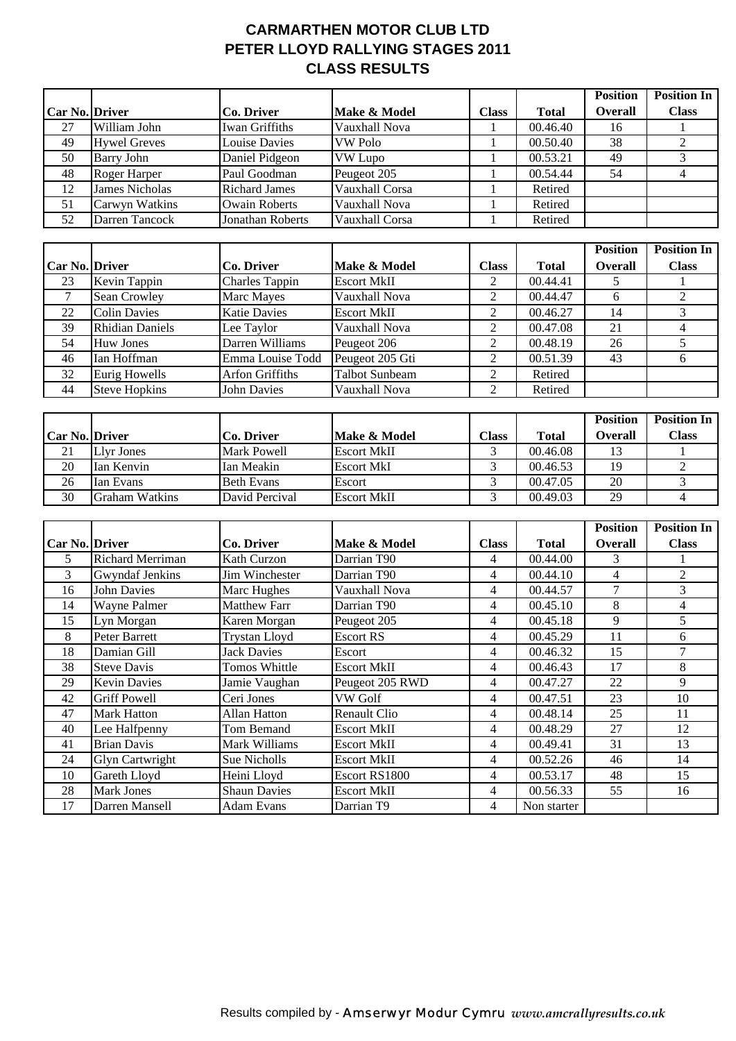# CARMARTHEN MOTOR CLUB LTD
## PETER LLOYD RALLYING STAGES 2011
## CLASS RESULTS

| Car No. | Driver | Co. Driver | Make & Model | Class | Total | Position Overall | Position In Class |
|---|---|---|---|---|---|---|---|
| 27 | William John | Iwan Griffiths | Vauxhall Nova | 1 | 00.46.40 | 16 | 1 |
| 49 | Hywel Greves | Louise Davies | VW Polo | 1 | 00.50.40 | 38 | 2 |
| 50 | Barry John | Daniel Pidgeon | VW Lupo | 1 | 00.53.21 | 49 | 3 |
| 48 | Roger Harper | Paul Goodman | Peugeot 205 | 1 | 00.54.44 | 54 | 4 |
| 12 | James Nicholas | Richard James | Vauxhall Corsa | 1 | Retired | | |
| 51 | Carwyn Watkins | Owain Roberts | Vauxhall Nova | 1 | Retired | | |
| 52 | Darren Tancock | Jonathan Roberts | Vauxhall Corsa | 1 | Retired | | |

| Car No. | Driver | Co. Driver | Make & Model | Class | Total | Position Overall | Position In Class |
|---|---|---|---|---|---|---|---|
| 23 | Kevin Tappin | Charles Tappin | Escort MkII | 2 | 00.44.41 | 5 | 1 |
| 7 | Sean Crowley | Marc Mayes | Vauxhall Nova | 2 | 00.44.47 | 6 | 2 |
| 22 | Colin Davies | Katie Davies | Escort MkII | 2 | 00.46.27 | 14 | 3 |
| 39 | Rhidian Daniels | Lee Taylor | Vauxhall Nova | 2 | 00.47.08 | 21 | 4 |
| 54 | Huw Jones | Darren Williams | Peugeot 206 | 2 | 00.48.19 | 26 | 5 |
| 46 | Ian Hoffman | Emma Louise Todd | Peugeot 205 Gti | 2 | 00.51.39 | 43 | 6 |
| 32 | Eurig Howells | Arfon Griffiths | Talbot Sunbeam | 2 | Retired | | |
| 44 | Steve Hopkins | John Davies | Vauxhall Nova | 2 | Retired | | |

| Car No. | Driver | Co. Driver | Make & Model | Class | Total | Position Overall | Position In Class |
|---|---|---|---|---|---|---|---|
| 21 | Llyr Jones | Mark Powell | Escort MkII | 3 | 00.46.08 | 13 | 1 |
| 20 | Ian Kenvin | Ian Meakin | Escort MkI | 3 | 00.46.53 | 19 | 2 |
| 26 | Ian Evans | Beth Evans | Escort | 3 | 00.47.05 | 20 | 3 |
| 30 | Graham Watkins | David Percival | Escort MkII | 3 | 00.49.03 | 29 | 4 |

| Car No. | Driver | Co. Driver | Make & Model | Class | Total | Position Overall | Position In Class |
|---|---|---|---|---|---|---|---|
| 5 | Richard Merriman | Kath Curzon | Darrian T90 | 4 | 00.44.00 | 3 | 1 |
| 3 | Gwyndaf Jenkins | Jim Winchester | Darrian T90 | 4 | 00.44.10 | 4 | 2 |
| 16 | John Davies | Marc Hughes | Vauxhall Nova | 4 | 00.44.57 | 7 | 3 |
| 14 | Wayne Palmer | Matthew Farr | Darrian T90 | 4 | 00.45.10 | 8 | 4 |
| 15 | Lyn Morgan | Karen Morgan | Peugeot 205 | 4 | 00.45.18 | 9 | 5 |
| 8 | Peter Barrett | Trystan Lloyd | Escort RS | 4 | 00.45.29 | 11 | 6 |
| 18 | Damian Gill | Jack Davies | Escort | 4 | 00.46.32 | 15 | 7 |
| 38 | Steve Davis | Tomos Whittle | Escort MkII | 4 | 00.46.43 | 17 | 8 |
| 29 | Kevin Davies | Jamie Vaughan | Peugeot 205 RWD | 4 | 00.47.27 | 22 | 9 |
| 42 | Griff Powell | Ceri Jones | VW Golf | 4 | 00.47.51 | 23 | 10 |
| 47 | Mark Hatton | Allan Hatton | Renault Clio | 4 | 00.48.14 | 25 | 11 |
| 40 | Lee Halfpenny | Tom Bemand | Escort MkII | 4 | 00.48.29 | 27 | 12 |
| 41 | Brian Davis | Mark Williams | Escort MkII | 4 | 00.49.41 | 31 | 13 |
| 24 | Glyn Cartwright | Sue Nicholls | Escort MkII | 4 | 00.52.26 | 46 | 14 |
| 10 | Gareth Lloyd | Heini Lloyd | Escort RS1800 | 4 | 00.53.17 | 48 | 15 |
| 28 | Mark Jones | Shaun Davies | Escort MkII | 4 | 00.56.33 | 55 | 16 |
| 17 | Darren Mansell | Adam Evans | Darrian T9 | 4 | Non starter | | |

Results compiled by - Amserwyr Modur Cymru *www.amcrallyresults.co.uk*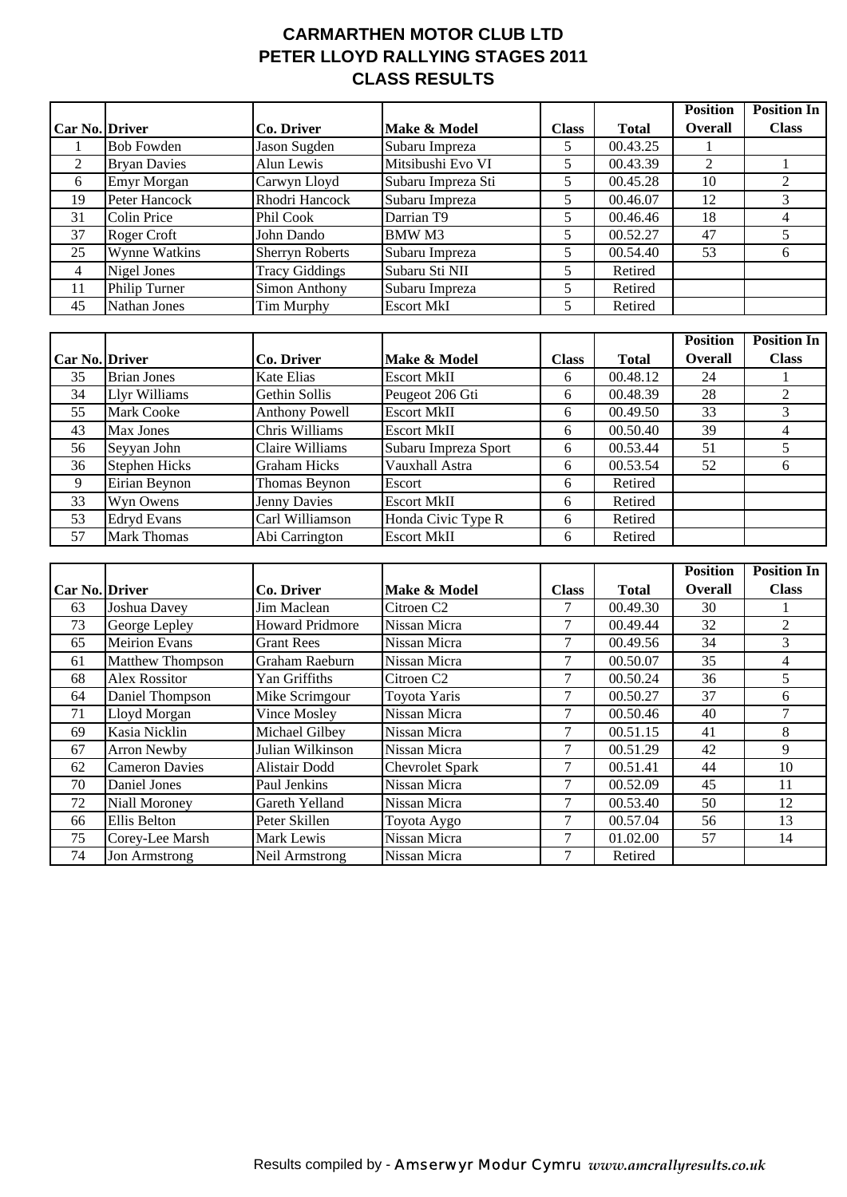# CARMARTHEN MOTOR CLUB LTD
# PETER LLOYD RALLYING STAGES 2011
# CLASS RESULTS

| Car No. | Driver | Co. Driver | Make & Model | Class | Total | Position Overall | Position In Class |
|---|---|---|---|---|---|---|---|
| 1 | Bob Fowden | Jason Sugden | Subaru Impreza | 5 | 00.43.25 | 1 | |
| 2 | Bryan Davies | Alun Lewis | Mitsibushi Evo VI | 5 | 00.43.39 | 2 | 1 |
| 6 | Emyr Morgan | Carwyn Lloyd | Subaru Impreza Sti | 5 | 00.45.28 | 10 | 2 |
| 19 | Peter Hancock | Rhodri Hancock | Subaru Impreza | 5 | 00.46.07 | 12 | 3 |
| 31 | Colin Price | Phil Cook | Darrian T9 | 5 | 00.46.46 | 18 | 4 |
| 37 | Roger Croft | John Dando | BMW M3 | 5 | 00.52.27 | 47 | 5 |
| 25 | Wynne Watkins | Sherryn Roberts | Subaru Impreza | 5 | 00.54.40 | 53 | 6 |
| 4 | Nigel Jones | Tracy Giddings | Subaru Sti NII | 5 | Retired | | |
| 11 | Philip Turner | Simon Anthony | Subaru Impreza | 5 | Retired | | |
| 45 | Nathan Jones | Tim Murphy | Escort MkI | 5 | Retired | | |

| Car No. | Driver | Co. Driver | Make & Model | Class | Total | Position Overall | Position In Class |
|---|---|---|---|---|---|---|---|
| 35 | Brian Jones | Kate Elias | Escort MkII | 6 | 00.48.12 | 24 | 1 |
| 34 | Llyr Williams | Gethin Sollis | Peugeot 206 Gti | 6 | 00.48.39 | 28 | 2 |
| 55 | Mark Cooke | Anthony Powell | Escort MkII | 6 | 00.49.50 | 33 | 3 |
| 43 | Max Jones | Chris Williams | Escort MkII | 6 | 00.50.40 | 39 | 4 |
| 56 | Seyyan John | Claire Williams | Subaru Impreza Sport | 6 | 00.53.44 | 51 | 5 |
| 36 | Stephen Hicks | Graham Hicks | Vauxhall Astra | 6 | 00.53.54 | 52 | 6 |
| 9 | Eirian Beynon | Thomas Beynon | Escort | 6 | Retired | | |
| 33 | Wyn Owens | Jenny Davies | Escort MkII | 6 | Retired | | |
| 53 | Edryd Evans | Carl Williamson | Honda Civic Type R | 6 | Retired | | |
| 57 | Mark Thomas | Abi Carrington | Escort MkII | 6 | Retired | | |

| Car No. | Driver | Co. Driver | Make & Model | Class | Total | Position Overall | Position In Class |
|---|---|---|---|---|---|---|---|
| 63 | Joshua Davey | Jim Maclean | Citroen C2 | 7 | 00.49.30 | 30 | 1 |
| 73 | George Lepley | Howard Pridmore | Nissan Micra | 7 | 00.49.44 | 32 | 2 |
| 65 | Meirion Evans | Grant Rees | Nissan Micra | 7 | 00.49.56 | 34 | 3 |
| 61 | Matthew Thompson | Graham Raeburn | Nissan Micra | 7 | 00.50.07 | 35 | 4 |
| 68 | Alex Rossitor | Yan Griffiths | Citroen C2 | 7 | 00.50.24 | 36 | 5 |
| 64 | Daniel Thompson | Mike Scrimgour | Toyota Yaris | 7 | 00.50.27 | 37 | 6 |
| 71 | Lloyd Morgan | Vince Mosley | Nissan Micra | 7 | 00.50.46 | 40 | 7 |
| 69 | Kasia Nicklin | Michael Gilbey | Nissan Micra | 7 | 00.51.15 | 41 | 8 |
| 67 | Arron Newby | Julian Wilkinson | Nissan Micra | 7 | 00.51.29 | 42 | 9 |
| 62 | Cameron Davies | Alistair Dodd | Chevrolet Spark | 7 | 00.51.41 | 44 | 10 |
| 70 | Daniel Jones | Paul Jenkins | Nissan Micra | 7 | 00.52.09 | 45 | 11 |
| 72 | Niall Moroney | Gareth Yelland | Nissan Micra | 7 | 00.53.40 | 50 | 12 |
| 66 | Ellis Belton | Peter Skillen | Toyota Aygo | 7 | 00.57.04 | 56 | 13 |
| 75 | Corey-Lee Marsh | Mark Lewis | Nissan Micra | 7 | 01.02.00 | 57 | 14 |
| 74 | Jon Armstrong | Neil Armstrong | Nissan Micra | 7 | Retired | | |

Results compiled by - Amserwyr Modur Cymru *www.amcrallyresults.co.uk*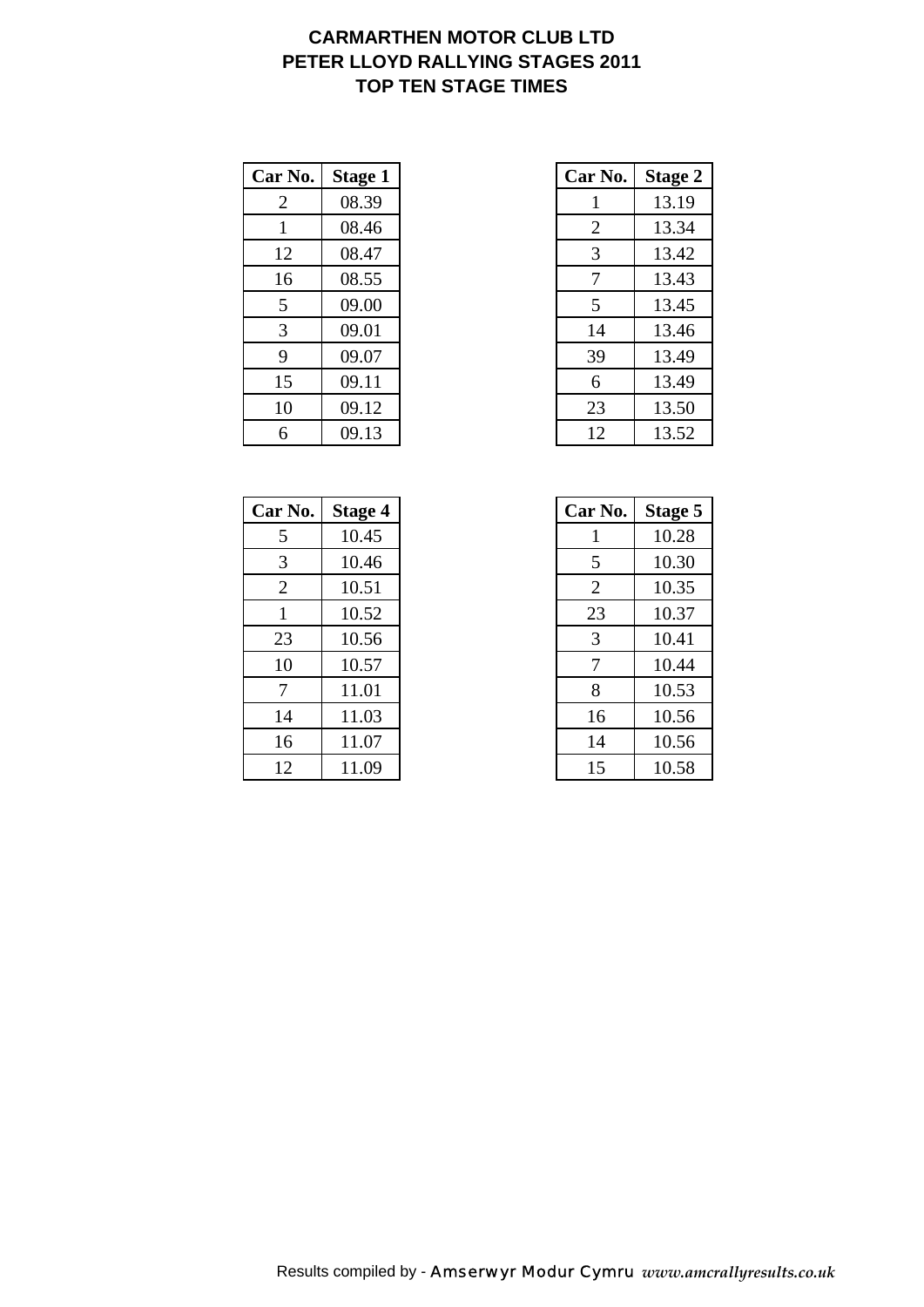# CARMARTHEN MOTOR CLUB LTD
## PETER LLOYD RALLYING STAGES 2011
## TOP TEN STAGE TIMES

| Car No. | Stage 1 |
|---|---|
| 2 | 08.39 |
| 1 | 08.46 |
| 12 | 08.47 |
| 16 | 08.55 |
| 5 | 09.00 |
| 3 | 09.01 |
| 9 | 09.07 |
| 15 | 09.11 |
| 10 | 09.12 |
| 6 | 09.13 |

| Car No. | Stage 2 |
|---|---|
| 1 | 13.19 |
| 2 | 13.34 |
| 3 | 13.42 |
| 7 | 13.43 |
| 5 | 13.45 |
| 14 | 13.46 |
| 39 | 13.49 |
| 6 | 13.49 |
| 23 | 13.50 |
| 12 | 13.52 |

| Car No. | Stage 4 |
|---|---|
| 5 | 10.45 |
| 3 | 10.46 |
| 2 | 10.51 |
| 1 | 10.52 |
| 23 | 10.56 |
| 10 | 10.57 |
| 7 | 11.01 |
| 14 | 11.03 |
| 16 | 11.07 |
| 12 | 11.09 |

| Car No. | Stage 5 |
|---|---|
| 1 | 10.28 |
| 5 | 10.30 |
| 2 | 10.35 |
| 23 | 10.37 |
| 3 | 10.41 |
| 7 | 10.44 |
| 8 | 10.53 |
| 16 | 10.56 |
| 14 | 10.56 |
| 15 | 10.58 |

Results compiled by - Amserwyr Modur Cymru *www.amcrallyresults.co.uk*